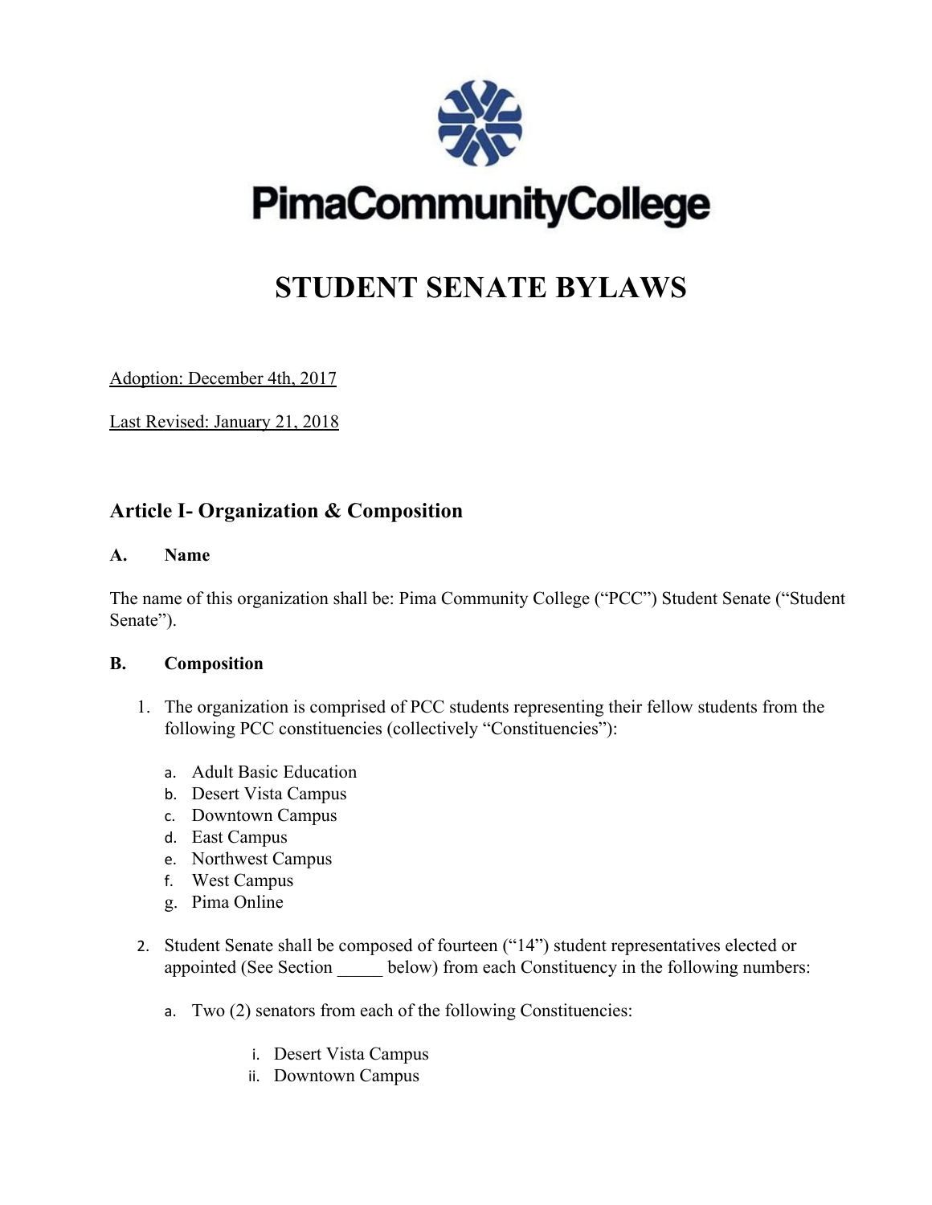PimaCommunityCollege

# STUDENT SENATE BYLAWS

<u>Adoption: December 4th, 2017</u>

<u>Last Revised: January 21, 2018</u>

## Article I- Organization & Composition

### A. Name

The name of this organization shall be: Pima Community College ("PCC") Student Senate ("Student Senate").

### B. Composition

1. The organization is comprised of PCC students representing their fellow students from the following PCC constituencies (collectively "Constituencies"):

   a. Adult Basic Education
   b. Desert Vista Campus
   c. Downtown Campus
   d. East Campus
   e. Northwest Campus
   f. West Campus
   g. Pima Online

2. Student Senate shall be composed of fourteen ("14") student representatives elected or appointed (See Section _____ below) from each Constituency in the following numbers:

   a. Two (2) senators from each of the following Constituencies:

      i. Desert Vista Campus
      ii. Downtown Campus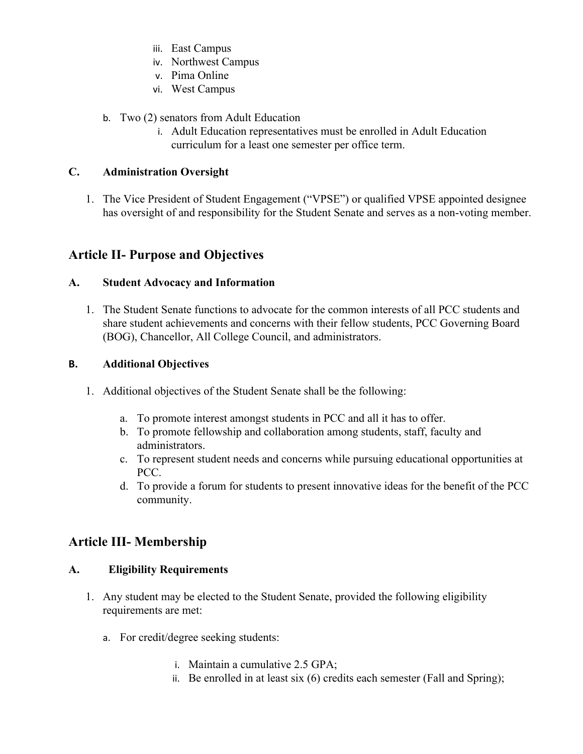iii. East Campus
   iv. Northwest Campus
   v. Pima Online
   vi. West Campus

b. Two (2) senators from Adult Education
   i. Adult Education representatives must be enrolled in Adult Education curriculum for a least one semester per office term.

### C. Administration Oversight

1. The Vice President of Student Engagement ("VPSE") or qualified VPSE appointed designee has oversight of and responsibility for the Student Senate and serves as a non-voting member.

## Article II- Purpose and Objectives

### A. Student Advocacy and Information

1. The Student Senate functions to advocate for the common interests of all PCC students and share student achievements and concerns with their fellow students, PCC Governing Board (BOG), Chancellor, All College Council, and administrators.

### B. Additional Objectives

1. Additional objectives of the Student Senate shall be the following:

   a. To promote interest amongst students in PCC and all it has to offer.
   b. To promote fellowship and collaboration among students, staff, faculty and administrators.
   c. To represent student needs and concerns while pursuing educational opportunities at PCC.
   d. To provide a forum for students to present innovative ideas for the benefit of the PCC community.

## Article III- Membership

### A. Eligibility Requirements

1. Any student may be elected to the Student Senate, provided the following eligibility requirements are met:

   a. For credit/degree seeking students:

      i. Maintain a cumulative 2.5 GPA;
      ii. Be enrolled in at least six (6) credits each semester (Fall and Spring);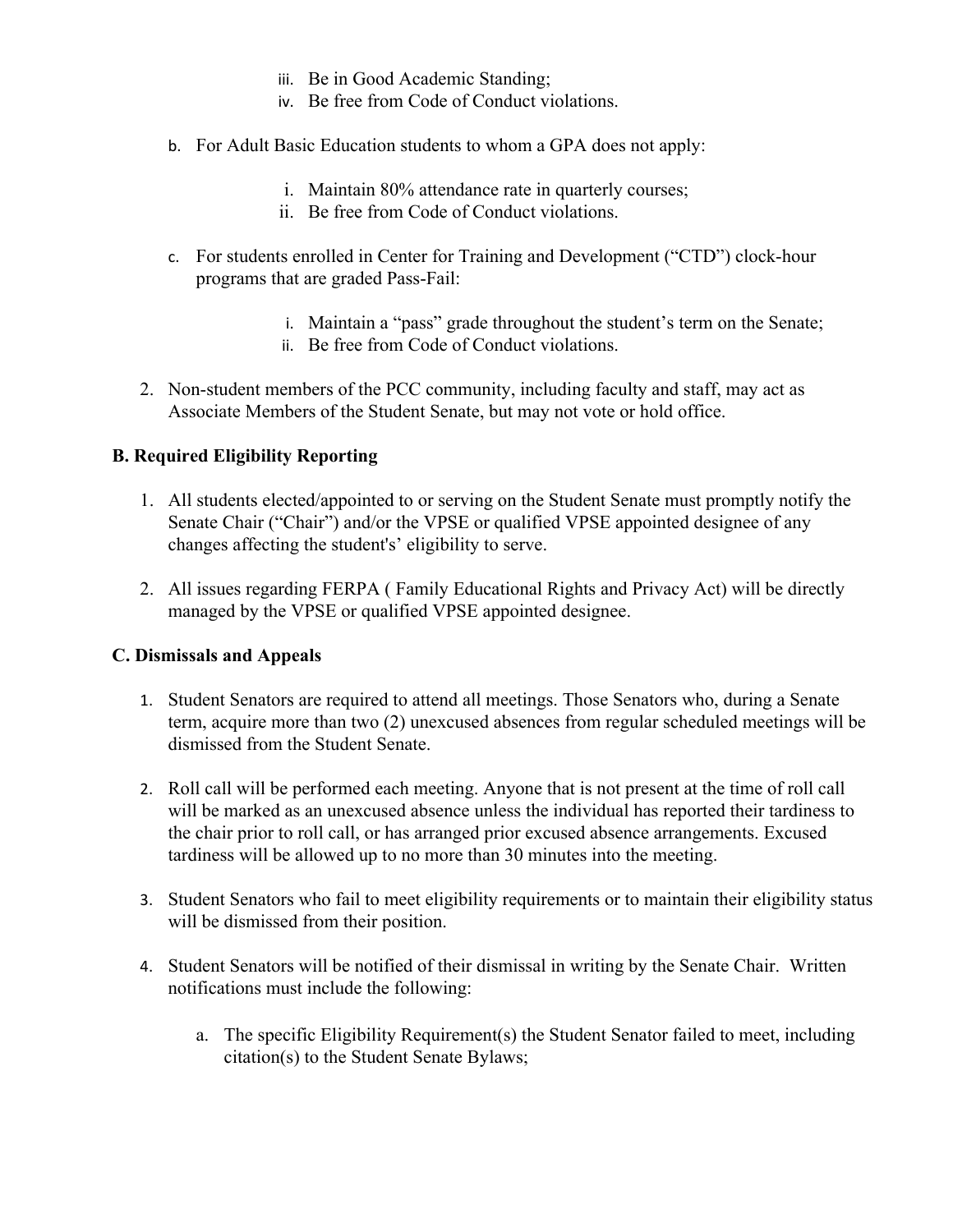iii. Be in Good Academic Standing;
   iv. Be free from Code of Conduct violations.

b. For Adult Basic Education students to whom a GPA does not apply:

   i. Maintain 80% attendance rate in quarterly courses;
   ii. Be free from Code of Conduct violations.

c. For students enrolled in Center for Training and Development ("CTD") clock-hour programs that are graded Pass-Fail:

   i. Maintain a "pass" grade throughout the student's term on the Senate;
   ii. Be free from Code of Conduct violations.

2. Non-student members of the PCC community, including faculty and staff, may act as Associate Members of the Student Senate, but may not vote or hold office.

**B. Required Eligibility Reporting**

1. All students elected/appointed to or serving on the Student Senate must promptly notify the Senate Chair ("Chair") and/or the VPSE or qualified VPSE appointed designee of any changes affecting the student's' eligibility to serve.

2. All issues regarding FERPA ( Family Educational Rights and Privacy Act) will be directly managed by the VPSE or qualified VPSE appointed designee.

**C. Dismissals and Appeals**

1. Student Senators are required to attend all meetings. Those Senators who, during a Senate term, acquire more than two (2) unexcused absences from regular scheduled meetings will be dismissed from the Student Senate.

2. Roll call will be performed each meeting. Anyone that is not present at the time of roll call will be marked as an unexcused absence unless the individual has reported their tardiness to the chair prior to roll call, or has arranged prior excused absence arrangements. Excused tardiness will be allowed up to no more than 30 minutes into the meeting.

3. Student Senators who fail to meet eligibility requirements or to maintain their eligibility status will be dismissed from their position.

4. Student Senators will be notified of their dismissal in writing by the Senate Chair. Written notifications must include the following:

   a. The specific Eligibility Requirement(s) the Student Senator failed to meet, including citation(s) to the Student Senate Bylaws;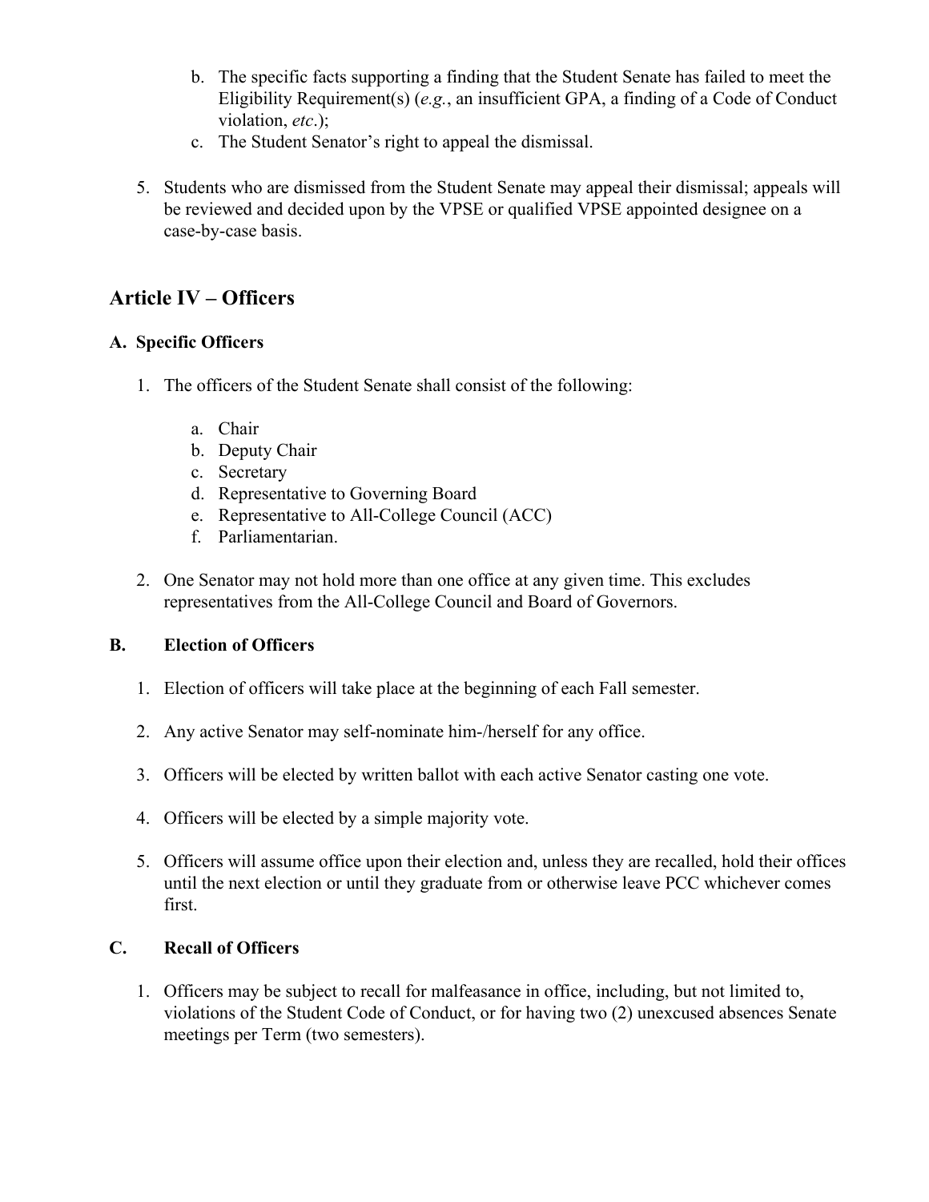b. The specific facts supporting a finding that the Student Senate has failed to meet the Eligibility Requirement(s) (*e.g.*, an insufficient GPA, a finding of a Code of Conduct violation, *etc*.);

c. The Student Senator's right to appeal the dismissal.

5. Students who are dismissed from the Student Senate may appeal their dismissal; appeals will be reviewed and decided upon by the VPSE or qualified VPSE appointed designee on a case-by-case basis.

## Article IV – Officers

### A. Specific Officers

1. The officers of the Student Senate shall consist of the following:

   a. Chair
   b. Deputy Chair
   c. Secretary
   d. Representative to Governing Board
   e. Representative to All-College Council (ACC)
   f. Parliamentarian.

2. One Senator may not hold more than one office at any given time. This excludes representatives from the All-College Council and Board of Governors.

### B. Election of Officers

1. Election of officers will take place at the beginning of each Fall semester.

2. Any active Senator may self-nominate him-/herself for any office.

3. Officers will be elected by written ballot with each active Senator casting one vote.

4. Officers will be elected by a simple majority vote.

5. Officers will assume office upon their election and, unless they are recalled, hold their offices until the next election or until they graduate from or otherwise leave PCC whichever comes first.

### C. Recall of Officers

1. Officers may be subject to recall for malfeasance in office, including, but not limited to, violations of the Student Code of Conduct, or for having two (2) unexcused absences Senate meetings per Term (two semesters).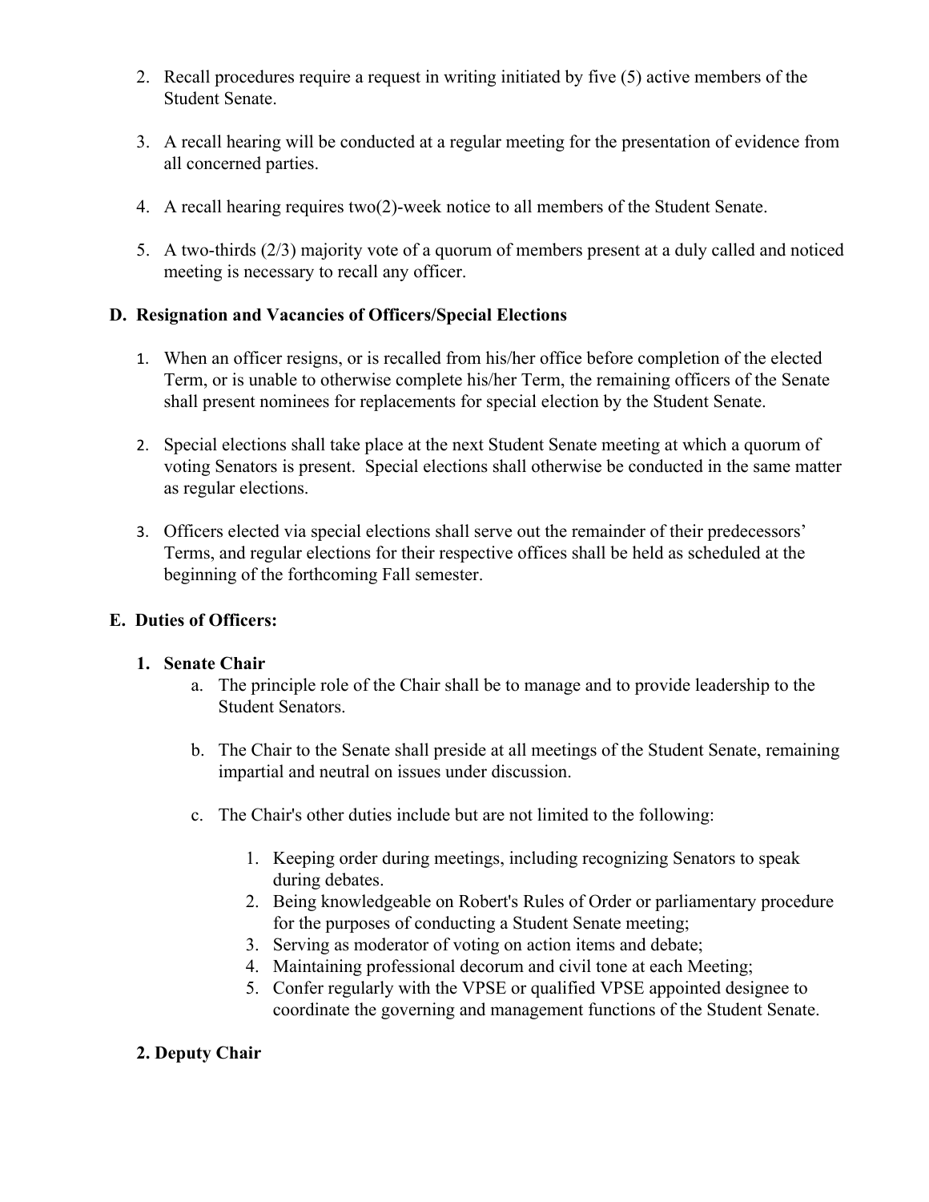2. Recall procedures require a request in writing initiated by five (5) active members of the Student Senate.

3. A recall hearing will be conducted at a regular meeting for the presentation of evidence from all concerned parties.

4. A recall hearing requires two(2)-week notice to all members of the Student Senate.

5. A two-thirds (2/3) majority vote of a quorum of members present at a duly called and noticed meeting is necessary to recall any officer.

### D. Resignation and Vacancies of Officers/Special Elections

1. When an officer resigns, or is recalled from his/her office before completion of the elected Term, or is unable to otherwise complete his/her Term, the remaining officers of the Senate shall present nominees for replacements for special election by the Student Senate.

2. Special elections shall take place at the next Student Senate meeting at which a quorum of voting Senators is present. Special elections shall otherwise be conducted in the same matter as regular elections.

3. Officers elected via special elections shall serve out the remainder of their predecessors' Terms, and regular elections for their respective offices shall be held as scheduled at the beginning of the forthcoming Fall semester.

### E. Duties of Officers:

**1. Senate Chair**

a. The principle role of the Chair shall be to manage and to provide leadership to the Student Senators.

b. The Chair to the Senate shall preside at all meetings of the Student Senate, remaining impartial and neutral on issues under discussion.

c. The Chair's other duties include but are not limited to the following:

1. Keeping order during meetings, including recognizing Senators to speak during debates.
2. Being knowledgeable on Robert's Rules of Order or parliamentary procedure for the purposes of conducting a Student Senate meeting;
3. Serving as moderator of voting on action items and debate;
4. Maintaining professional decorum and civil tone at each Meeting;
5. Confer regularly with the VPSE or qualified VPSE appointed designee to coordinate the governing and management functions of the Student Senate.

**2. Deputy Chair**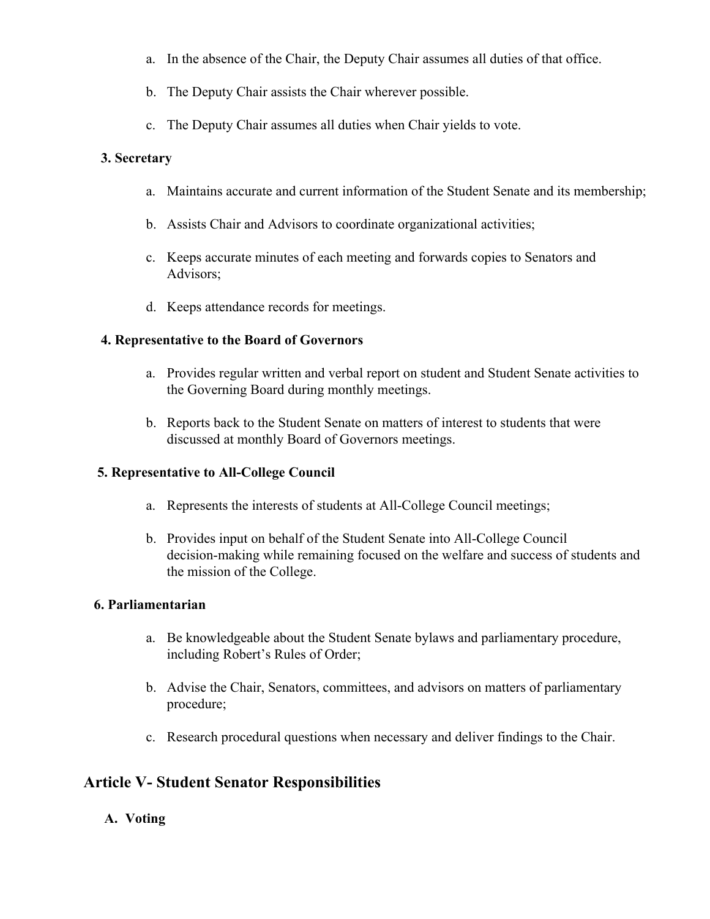a. In the absence of the Chair, the Deputy Chair assumes all duties of that office.

b. The Deputy Chair assists the Chair wherever possible.

c. The Deputy Chair assumes all duties when Chair yields to vote.

**3. Secretary**

a. Maintains accurate and current information of the Student Senate and its membership;

b. Assists Chair and Advisors to coordinate organizational activities;

c. Keeps accurate minutes of each meeting and forwards copies to Senators and Advisors;

d. Keeps attendance records for meetings.

**4. Representative to the Board of Governors**

a. Provides regular written and verbal report on student and Student Senate activities to the Governing Board during monthly meetings.

b. Reports back to the Student Senate on matters of interest to students that were discussed at monthly Board of Governors meetings.

**5. Representative to All-College Council**

a. Represents the interests of students at All-College Council meetings;

b. Provides input on behalf of the Student Senate into All-College Council decision-making while remaining focused on the welfare and success of students and the mission of the College.

**6. Parliamentarian**

a. Be knowledgeable about the Student Senate bylaws and parliamentary procedure, including Robert's Rules of Order;

b. Advise the Chair, Senators, committees, and advisors on matters of parliamentary procedure;

c. Research procedural questions when necessary and deliver findings to the Chair.

## Article V- Student Senator Responsibilities

### A. Voting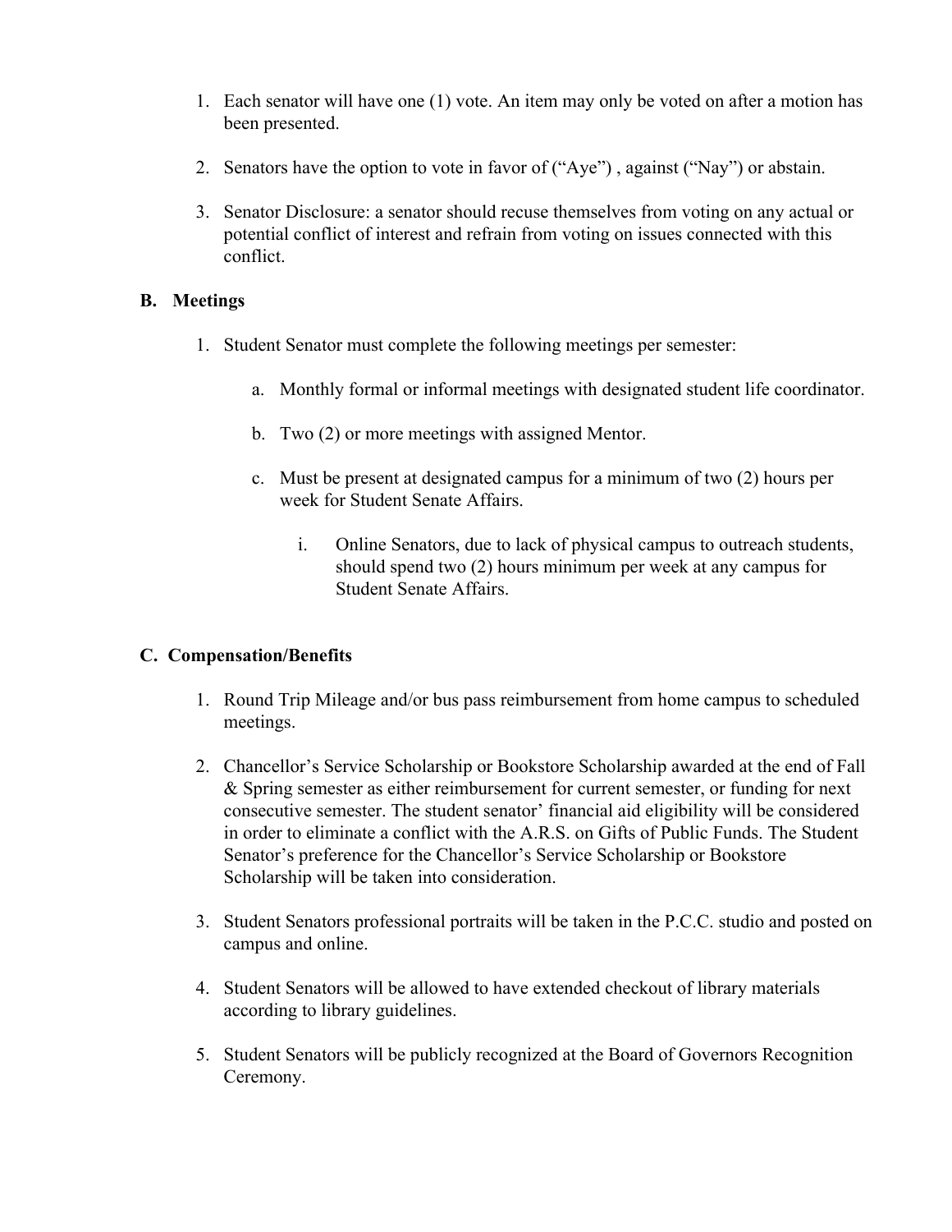1. Each senator will have one (1) vote. An item may only be voted on after a motion has been presented.

2. Senators have the option to vote in favor of ("Aye") , against ("Nay") or abstain.

3. Senator Disclosure: a senator should recuse themselves from voting on any actual or potential conflict of interest and refrain from voting on issues connected with this conflict.

**B. Meetings**

1. Student Senator must complete the following meetings per semester:

   a. Monthly formal or informal meetings with designated student life coordinator.

   b. Two (2) or more meetings with assigned Mentor.

   c. Must be present at designated campus for a minimum of two (2) hours per week for Student Senate Affairs.

      i. Online Senators, due to lack of physical campus to outreach students, should spend two (2) hours minimum per week at any campus for Student Senate Affairs.

**C. Compensation/Benefits**

1. Round Trip Mileage and/or bus pass reimbursement from home campus to scheduled meetings.

2. Chancellor's Service Scholarship or Bookstore Scholarship awarded at the end of Fall & Spring semester as either reimbursement for current semester, or funding for next consecutive semester. The student senator' financial aid eligibility will be considered in order to eliminate a conflict with the A.R.S. on Gifts of Public Funds. The Student Senator's preference for the Chancellor's Service Scholarship or Bookstore Scholarship will be taken into consideration.

3. Student Senators professional portraits will be taken in the P.C.C. studio and posted on campus and online.

4. Student Senators will be allowed to have extended checkout of library materials according to library guidelines.

5. Student Senators will be publicly recognized at the Board of Governors Recognition Ceremony.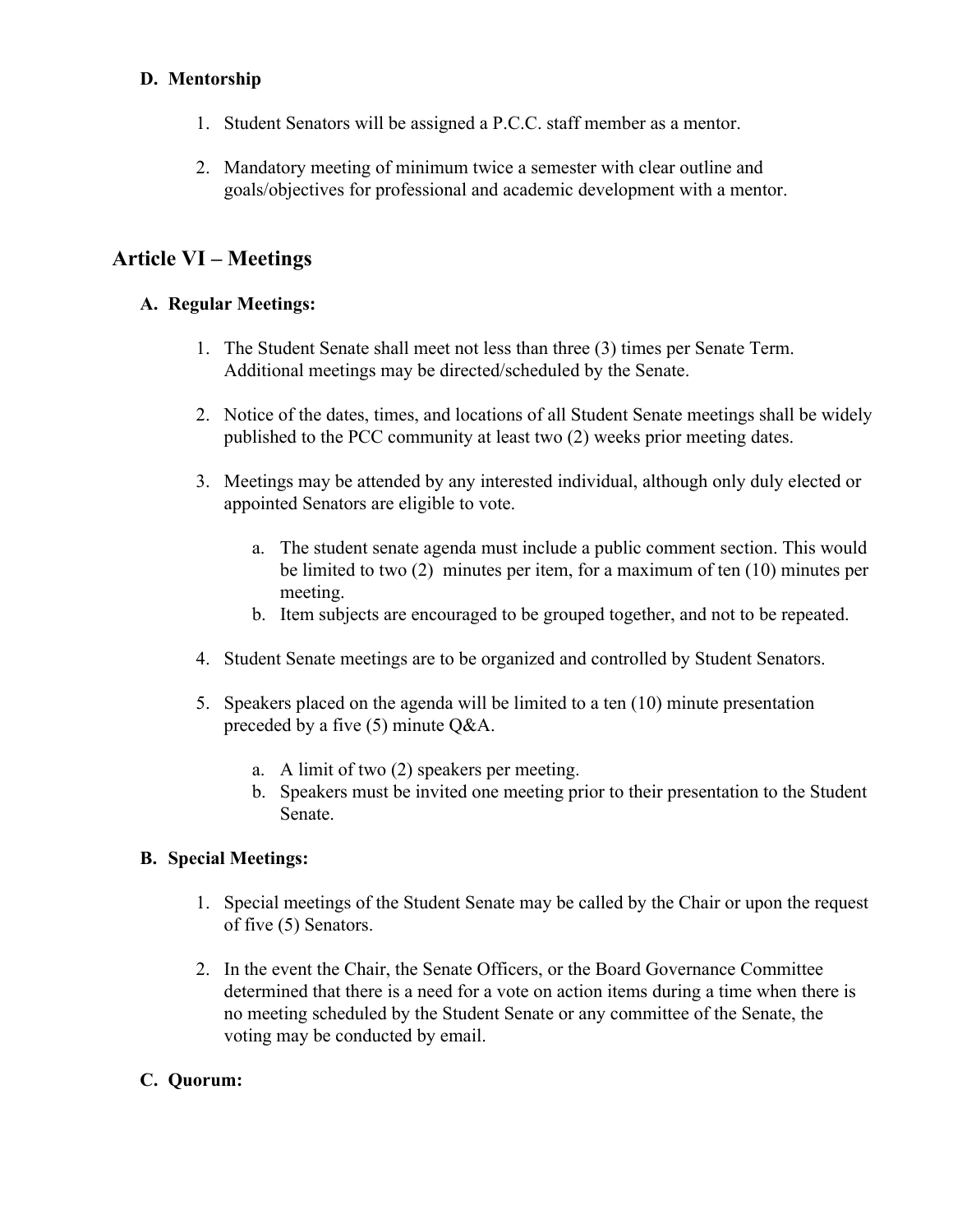### D. Mentorship

1. Student Senators will be assigned a P.C.C. staff member as a mentor.

2. Mandatory meeting of minimum twice a semester with clear outline and goals/objectives for professional and academic development with a mentor.

## Article VI – Meetings

### A. Regular Meetings:

1. The Student Senate shall meet not less than three (3) times per Senate Term. Additional meetings may be directed/scheduled by the Senate.

2. Notice of the dates, times, and locations of all Student Senate meetings shall be widely published to the PCC community at least two (2) weeks prior meeting dates.

3. Meetings may be attended by any interested individual, although only duly elected or appointed Senators are eligible to vote.

    a. The student senate agenda must include a public comment section. This would be limited to two (2) minutes per item, for a maximum of ten (10) minutes per meeting.
    b. Item subjects are encouraged to be grouped together, and not to be repeated.

4. Student Senate meetings are to be organized and controlled by Student Senators.

5. Speakers placed on the agenda will be limited to a ten (10) minute presentation preceded by a five (5) minute Q&A.

    a. A limit of two (2) speakers per meeting.
    b. Speakers must be invited one meeting prior to their presentation to the Student Senate.

### B. Special Meetings:

1. Special meetings of the Student Senate may be called by the Chair or upon the request of five (5) Senators.

2. In the event the Chair, the Senate Officers, or the Board Governance Committee determined that there is a need for a vote on action items during a time when there is no meeting scheduled by the Student Senate or any committee of the Senate, the voting may be conducted by email.

### C. Quorum: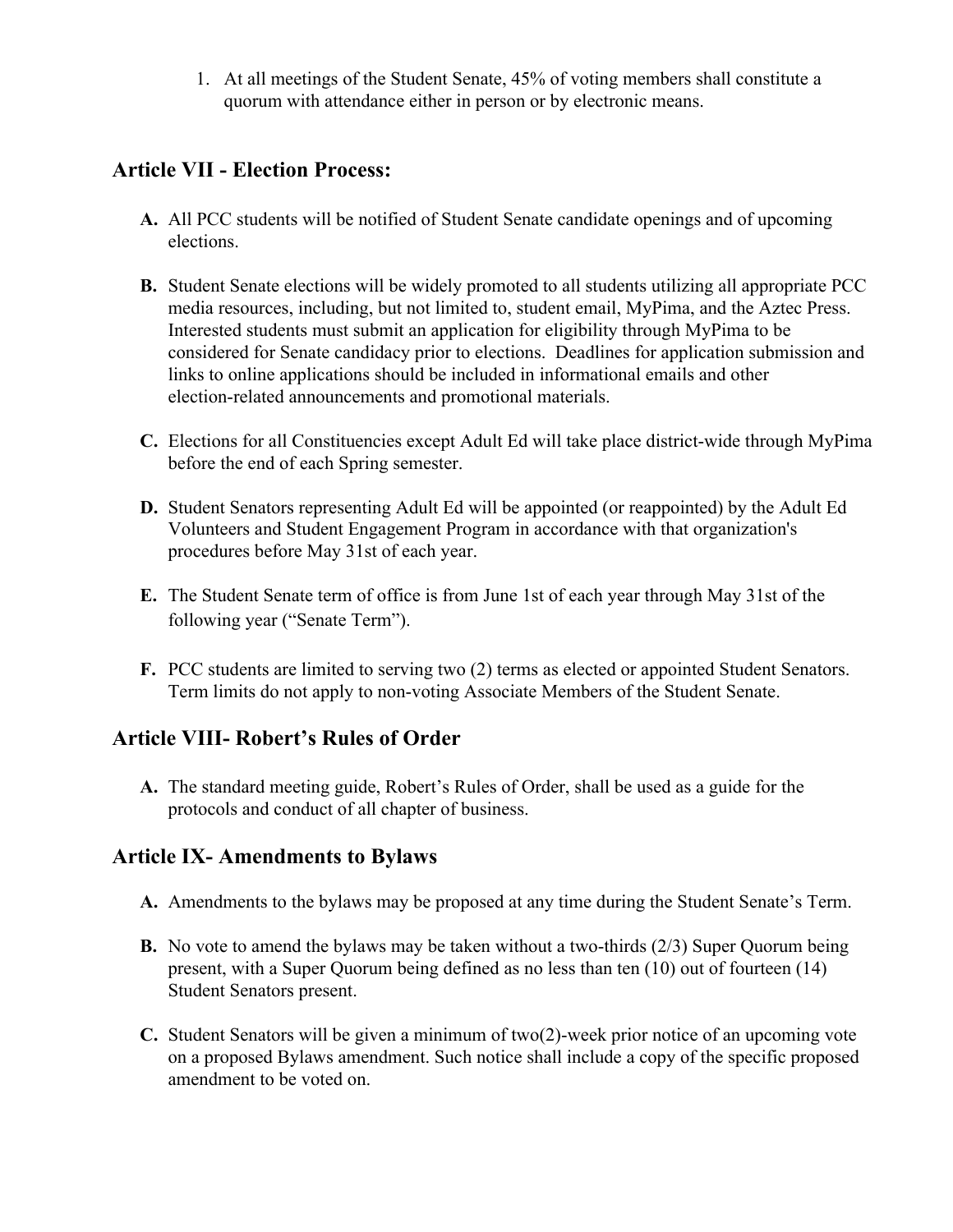1. At all meetings of the Student Senate, 45% of voting members shall constitute a quorum with attendance either in person or by electronic means.

## Article VII - Election Process:

**A.** All PCC students will be notified of Student Senate candidate openings and of upcoming elections.

**B.** Student Senate elections will be widely promoted to all students utilizing all appropriate PCC media resources, including, but not limited to, student email, MyPima, and the Aztec Press. Interested students must submit an application for eligibility through MyPima to be considered for Senate candidacy prior to elections. Deadlines for application submission and links to online applications should be included in informational emails and other election-related announcements and promotional materials.

**C.** Elections for all Constituencies except Adult Ed will take place district-wide through MyPima before the end of each Spring semester.

**D.** Student Senators representing Adult Ed will be appointed (or reappointed) by the Adult Ed Volunteers and Student Engagement Program in accordance with that organization's procedures before May 31st of each year.

**E.** The Student Senate term of office is from June 1st of each year through May 31st of the following year ("Senate Term").

**F.** PCC students are limited to serving two (2) terms as elected or appointed Student Senators. Term limits do not apply to non-voting Associate Members of the Student Senate.

## Article VIII- Robert's Rules of Order

**A.** The standard meeting guide, Robert's Rules of Order, shall be used as a guide for the protocols and conduct of all chapter of business.

## Article IX- Amendments to Bylaws

**A.** Amendments to the bylaws may be proposed at any time during the Student Senate's Term.

**B.** No vote to amend the bylaws may be taken without a two-thirds (2/3) Super Quorum being present, with a Super Quorum being defined as no less than ten (10) out of fourteen (14) Student Senators present.

**C.** Student Senators will be given a minimum of two(2)-week prior notice of an upcoming vote on a proposed Bylaws amendment. Such notice shall include a copy of the specific proposed amendment to be voted on.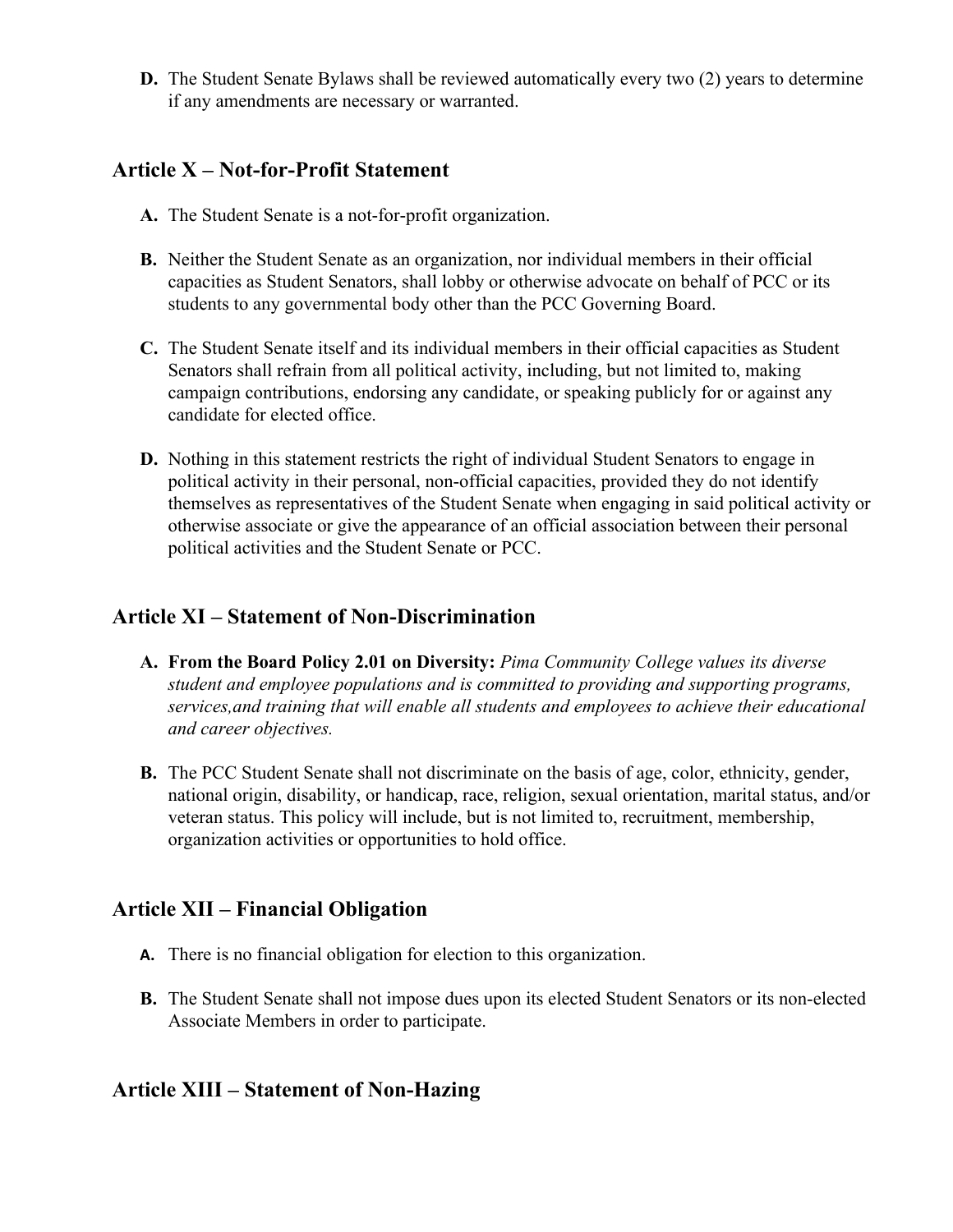**D.** The Student Senate Bylaws shall be reviewed automatically every two (2) years to determine if any amendments are necessary or warranted.

## Article X – Not-for-Profit Statement

**A.** The Student Senate is a not-for-profit organization.

**B.** Neither the Student Senate as an organization, nor individual members in their official capacities as Student Senators, shall lobby or otherwise advocate on behalf of PCC or its students to any governmental body other than the PCC Governing Board.

**C.** The Student Senate itself and its individual members in their official capacities as Student Senators shall refrain from all political activity, including, but not limited to, making campaign contributions, endorsing any candidate, or speaking publicly for or against any candidate for elected office.

**D.** Nothing in this statement restricts the right of individual Student Senators to engage in political activity in their personal, non-official capacities, provided they do not identify themselves as representatives of the Student Senate when engaging in said political activity or otherwise associate or give the appearance of an official association between their personal political activities and the Student Senate or PCC.

## Article XI – Statement of Non-Discrimination

**A. From the Board Policy 2.01 on Diversity:** *Pima Community College values its diverse student and employee populations and is committed to providing and supporting programs, services,and training that will enable all students and employees to achieve their educational and career objectives.*

**B.** The PCC Student Senate shall not discriminate on the basis of age, color, ethnicity, gender, national origin, disability, or handicap, race, religion, sexual orientation, marital status, and/or veteran status. This policy will include, but is not limited to, recruitment, membership, organization activities or opportunities to hold office.

## Article XII – Financial Obligation

**A.** There is no financial obligation for election to this organization.

**B.** The Student Senate shall not impose dues upon its elected Student Senators or its non-elected Associate Members in order to participate.

## Article XIII – Statement of Non-Hazing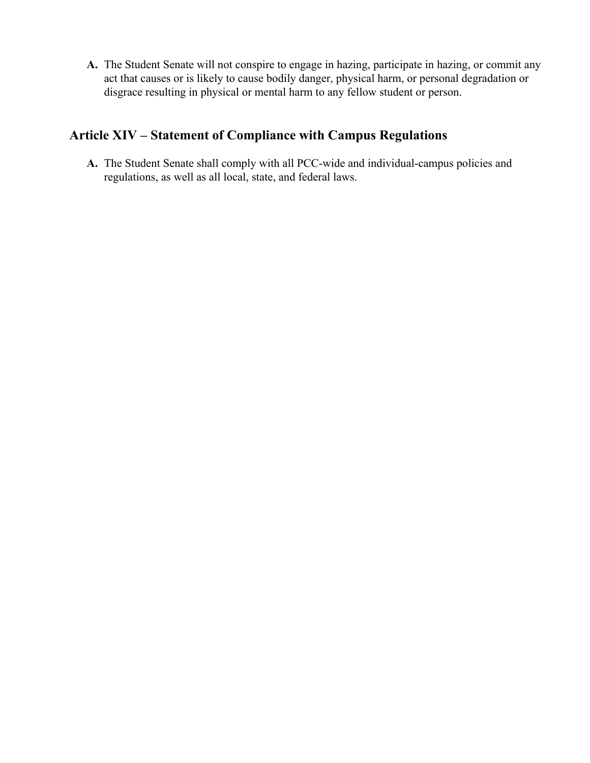A. The Student Senate will not conspire to engage in hazing, participate in hazing, or commit any act that causes or is likely to cause bodily danger, physical harm, or personal degradation or disgrace resulting in physical or mental harm to any fellow student or person.

## Article XIV – Statement of Compliance with Campus Regulations

A. The Student Senate shall comply with all PCC-wide and individual-campus policies and regulations, as well as all local, state, and federal laws.